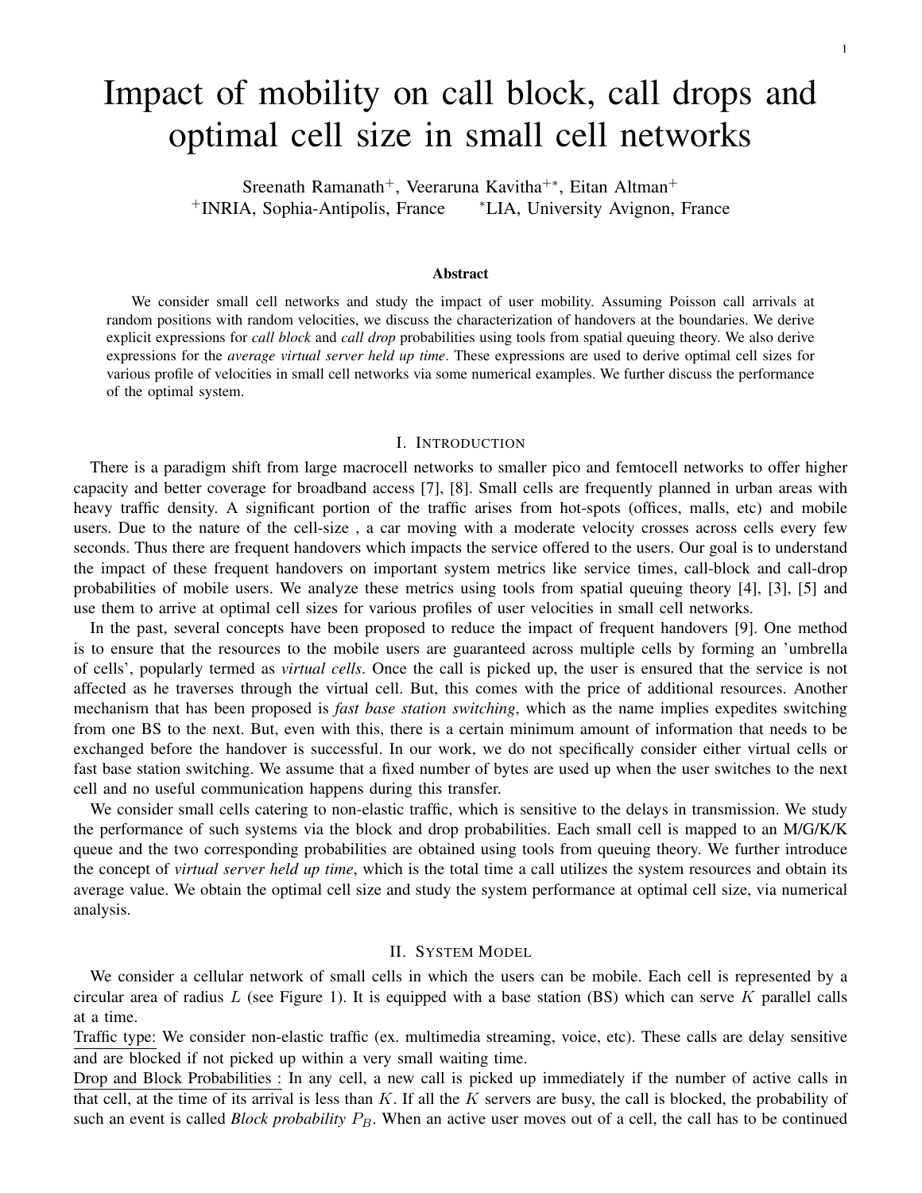# Impact of mobility on call block, call drops and optimal cell size in small cell networks

Sreenath Ramanath[+], Veeraruna Kavitha[+*], Eitan Altman[+]
[+]INRIA, Sophia-Antipolis, France [*]LIA, University Avignon, France

### Abstract

We consider small cell networks and study the impact of user mobility. Assuming Poisson call arrivals at random positions with random velocities, we discuss the characterization of handovers at the boundaries. We derive explicit expressions for *call block* and *call drop* probabilities using tools from spatial queuing theory. We also derive expressions for the *average virtual server held up time*. These expressions are used to derive optimal cell sizes for various profile of velocities in small cell networks via some numerical examples. We further discuss the performance of the optimal system.

## I. Introduction

There is a paradigm shift from large macrocell networks to smaller pico and femtocell networks to offer higher capacity and better coverage for broadband access [7], [8]. Small cells are frequently planned in urban areas with heavy traffic density. A significant portion of the traffic arises from hot-spots (offices, malls, etc) and mobile users. Due to the nature of the cell-size , a car moving with a moderate velocity crosses across cells every few seconds. Thus there are frequent handovers which impacts the service offered to the users. Our goal is to understand the impact of these frequent handovers on important system metrics like service times, call-block and call-drop probabilities of mobile users. We analyze these metrics using tools from spatial queuing theory [4], [3], [5] and use them to arrive at optimal cell sizes for various profiles of user velocities in small cell networks.

In the past, several concepts have been proposed to reduce the impact of frequent handovers [9]. One method is to ensure that the resources to the mobile users are guaranteed across multiple cells by forming an 'umbrella of cells', popularly termed as *virtual cells*. Once the call is picked up, the user is ensured that the service is not affected as he traverses through the virtual cell. But, this comes with the price of additional resources. Another mechanism that has been proposed is *fast base station switching*, which as the name implies expedites switching from one BS to the next. But, even with this, there is a certain minimum amount of information that needs to be exchanged before the handover is successful. In our work, we do not specifically consider either virtual cells or fast base station switching. We assume that a fixed number of bytes are used up when the user switches to the next cell and no useful communication happens during this transfer.

We consider small cells catering to non-elastic traffic, which is sensitive to the delays in transmission. We study the performance of such systems via the block and drop probabilities. Each small cell is mapped to an M/G/K/K queue and the two corresponding probabilities are obtained using tools from queuing theory. We further introduce the concept of *virtual server held up time*, which is the total time a call utilizes the system resources and obtain its average value. We obtain the optimal cell size and study the system performance at optimal cell size, via numerical analysis.

## II. System Model

We consider a cellular network of small cells in which the users can be mobile. Each cell is represented by a circular area of radius $L$ (see Figure 1). It is equipped with a base station (BS) which can serve $K$ parallel calls at a time.

Traffic type: We consider non-elastic traffic (ex. multimedia streaming, voice, etc). These calls are delay sensitive and are blocked if not picked up within a very small waiting time.

Drop and Block Probabilities : In any cell, a new call is picked up immediately if the number of active calls in that cell, at the time of its arrival is less than $K$. If all the $K$ servers are busy, the call is blocked, the probability of such an event is called *Block probability* $P_B$. When an active user moves out of a cell, the call has to be continued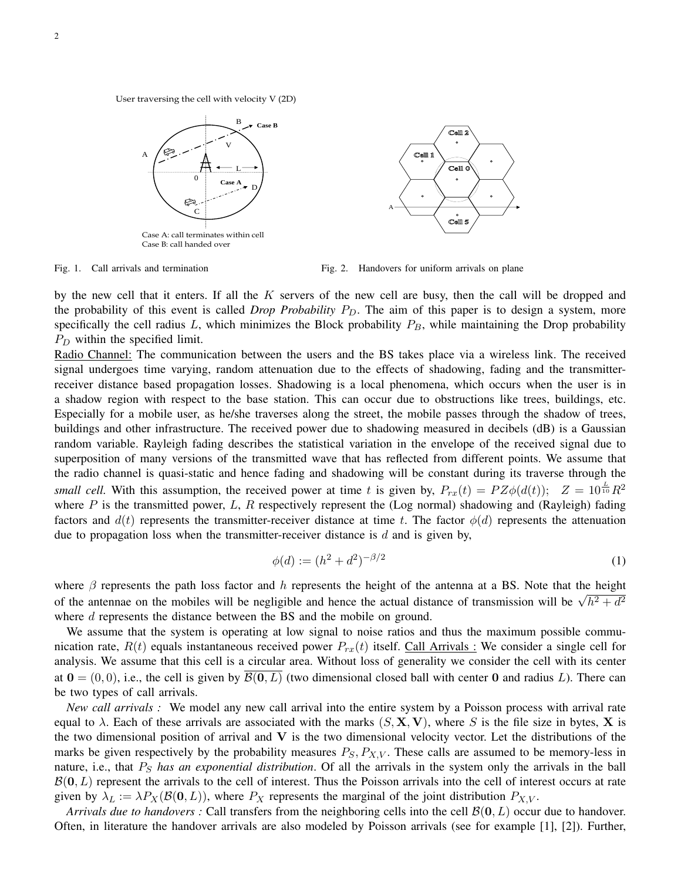Fig. 1. Call arrivals and termination

Fig. 2. Handovers for uniform arrivals on plane

by the new cell that it enters. If all the $K$ servers of the new cell are busy, then the call will be dropped and the probability of this event is called ***Drop Probability*** $P_D$. The aim of this paper is to design a system, more specifically the cell radius $L$, which minimizes the Block probability $P_B$, while maintaining the Drop probability $P_D$ within the specified limit.

Radio Channel: The communication between the users and the BS takes place via a wireless link. The received signal undergoes time varying, random attenuation due to the effects of shadowing, fading and the transmitter-receiver distance based propagation losses. Shadowing is a local phenomena, which occurs when the user is in a shadow region with respect to the base station. This can occur due to obstructions like trees, buildings, etc. Especially for a mobile user, as he/she traverses along the street, the mobile passes through the shadow of trees, buildings and other infrastructure. The received power due to shadowing measured in decibels (dB) is a Gaussian random variable. Rayleigh fading describes the statistical variation in the envelope of the received signal due to superposition of many versions of the transmitted wave that has reflected from different points. We assume that the radio channel is quasi-static and hence fading and shadowing will be constant during its traverse through the *small cell.* With this assumption, the received power at time $t$ is given by, $P_{rx}(t) = PZ\phi(d(t)); \quad Z = 10^{\frac{L}{10}}R^2$ where $P$ is the transmitted power, $L$, $R$ respectively represent the (Log normal) shadowing and (Rayleigh) fading factors and $d(t)$ represents the transmitter-receiver distance at time $t$. The factor $\phi(d)$ represents the attenuation due to propagation loss when the transmitter-receiver distance is $d$ and is given by,

$$\phi(d) := (h^2 + d^2)^{-\beta/2} \tag{1}$$

where $\beta$ represents the path loss factor and $h$ represents the height of the antenna at a BS. Note that the height of the antennae on the mobiles will be negligible and hence the actual distance of transmission will be $\sqrt{h^2 + d^2}$ where $d$ represents the distance between the BS and the mobile on ground.

We assume that the system is operating at low signal to noise ratios and thus the maximum possible communication rate, $R(t)$ equals instantaneous received power $P_{rx}(t)$ itself. Call Arrivals : We consider a single cell for analysis. We assume that this cell is a circular area. Without loss of generality we consider the cell with its center at $\mathbf{0} = (0, 0)$, i.e., the cell is given by $\overline{\mathcal{B}(\mathbf{0}, L)}$ (two dimensional closed ball with center $\mathbf{0}$ and radius $L$). There can be two types of call arrivals.

*New call arrivals :* We model any new call arrival into the entire system by a Poisson process with arrival rate equal to $\lambda$. Each of these arrivals are associated with the marks $(S, \mathbf{X}, \mathbf{V})$, where $S$ is the file size in bytes, $\mathbf{X}$ is the two dimensional position of arrival and $\mathbf{V}$ is the two dimensional velocity vector. Let the distributions of the marks be given respectively by the probability measures $P_S, P_{X,V}$. These calls are assumed to be memory-less in nature, i.e., that $P_S$ *has an exponential distribution*. Of all the arrivals in the system only the arrivals in the ball $\mathcal{B}(\mathbf{0}, L)$ represent the arrivals to the cell of interest. Thus the Poisson arrivals into the cell of interest occurs at rate given by $\lambda_L := \lambda P_X(\mathcal{B}(\mathbf{0}, L))$, where $P_X$ represents the marginal of the joint distribution $P_{X,V}$.

*Arrivals due to handovers :* Call transfers from the neighboring cells into the cell $\mathcal{B}(\mathbf{0}, L)$ occur due to handover. Often, in literature the handover arrivals are also modeled by Poisson arrivals (see for example [1], [2]). Further,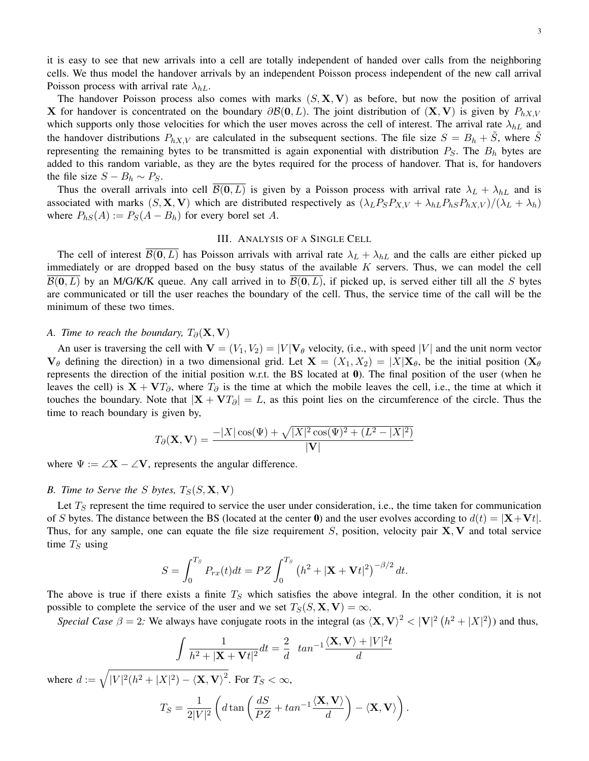it is easy to see that new arrivals into a cell are totally independent of handed over calls from the neighboring cells. We thus model the handover arrivals by an independent Poisson process independent of the new call arrival Poisson process with arrival rate $\lambda_{hL}$.

The handover Poisson process also comes with marks $(S, \mathbf{X}, \mathbf{V})$ as before, but now the position of arrival $\mathbf{X}$ for handover is concentrated on the boundary $\partial\mathcal{B}(\mathbf{0}, L)$. The joint distribution of $(\mathbf{X}, \mathbf{V})$ is given by $P_{hX,V}$ which supports only those velocities for which the user moves across the cell of interest. The arrival rate $\lambda_{hL}$ and the handover distributions $P_{hX,V}$ are calculated in the subsequent sections. The file size $S = B_h + \tilde{S}$, where $\tilde{S}$ representing the remaining bytes to be transmitted is again exponential with distribution $P_S$. The $B_h$ bytes are added to this random variable, as they are the bytes required for the process of handover. That is, for handovers the file size $S - B_h \sim P_S$.

Thus the overall arrivals into cell $\overline{\mathcal{B}(\mathbf{0}, L)}$ is given by a Poisson process with arrival rate $\lambda_L + \lambda_{hL}$ and is associated with marks $(S, \mathbf{X}, \mathbf{V})$ which are distributed respectively as $(\lambda_L P_S P_{X,V} + \lambda_{hL} P_{hS} P_{hX,V})/(\lambda_L + \lambda_h)$ where $P_{hS}(A) := P_S(A - B_h)$ for every borel set $A$.

## III. Analysis of a Single Cell

The cell of interest $\overline{\mathcal{B}(\mathbf{0}, L)}$ has Poisson arrivals with arrival rate $\lambda_L + \lambda_{hL}$ and the calls are either picked up immediately or are dropped based on the busy status of the available $K$ servers. Thus, we can model the cell $\overline{\mathcal{B}(\mathbf{0}, L)}$ by an M/G/K/K queue. Any call arrived in to $\overline{\mathcal{B}(\mathbf{0}, L)}$, if picked up, is served either till all the $S$ bytes are communicated or till the user reaches the boundary of the cell. Thus, the service time of the call will be the minimum of these two times.

### A. Time to reach the boundary, $T_\partial(\mathbf{X}, \mathbf{V})$

An user is traversing the cell with $\mathbf{V} = (V_1, V_2) = |V|\mathbf{V}_\theta$ velocity, (i.e., with speed $|V|$ and the unit norm vector $\mathbf{V}_\theta$ defining the direction) in a two dimensional grid. Let $\mathbf{X} = (X_1, X_2) = |X|\mathbf{X}_\theta$, be the initial position ($\mathbf{X}_\theta$ represents the direction of the initial position w.r.t. the BS located at $\mathbf{0}$). The final position of the user (when he leaves the cell) is $\mathbf{X} + \mathbf{V}T_\partial$, where $T_\partial$ is the time at which the mobile leaves the cell, i.e., the time at which it touches the boundary. Note that $|\mathbf{X} + \mathbf{V}T_\partial| = L$, as this point lies on the circumference of the circle. Thus the time to reach boundary is given by,

$$T_\partial(\mathbf{X}, \mathbf{V}) = \frac{-|X|\cos(\Psi) + \sqrt{|X|^2\cos(\Psi)^2 + (L^2 - |X|^2)}}{|\mathbf{V}|}$$

where $\Psi := \angle\mathbf{X} - \angle\mathbf{V}$, represents the angular difference.

### B. Time to Serve the $S$ bytes, $T_S(S, \mathbf{X}, \mathbf{V})$

Let $T_S$ represent the time required to service the user under consideration, i.e., the time taken for communication of $S$ bytes. The distance between the BS (located at the center $\mathbf{0}$) and the user evolves according to $d(t) = |\mathbf{X} + \mathbf{V}t|$. Thus, for any sample, one can equate the file size requirement $S$, position, velocity pair $\mathbf{X}, \mathbf{V}$ and total service time $T_S$ using

$$S = \int_0^{T_S} P_{rx}(t)dt = PZ\int_0^{T_S}\left(h^2 + |\mathbf{X} + \mathbf{V}t|^2\right)^{-\beta/2}dt.$$

The above is true if there exists a finite $T_S$ which satisfies the above integral. In the other condition, it is not possible to complete the service of the user and we set $T_S(S, \mathbf{X}, \mathbf{V}) = \infty$.

*Special Case $\beta = 2$:* We always have conjugate roots in the integral (as $\langle\mathbf{X}, \mathbf{V}\rangle^2 < |\mathbf{V}|^2\left(h^2 + |X|^2\right)$) and thus,

$$\int \frac{1}{h^2 + |\mathbf{X} + \mathbf{V}t|^2}dt = \frac{2}{d}\quad tan^{-1}\frac{\langle\mathbf{X}, \mathbf{V}\rangle + |V|^2 t}{d}$$

where $d := \sqrt{|V|^2(h^2 + |X|^2) - \langle\mathbf{X}, \mathbf{V}\rangle^2}$. For $T_S < \infty$,

$$T_S = \frac{1}{2|V|^2}\left(d\tan\left(\frac{dS}{PZ} + tan^{-1}\frac{\langle\mathbf{X}, \mathbf{V}\rangle}{d}\right) - \langle\mathbf{X}, \mathbf{V}\rangle\right).$$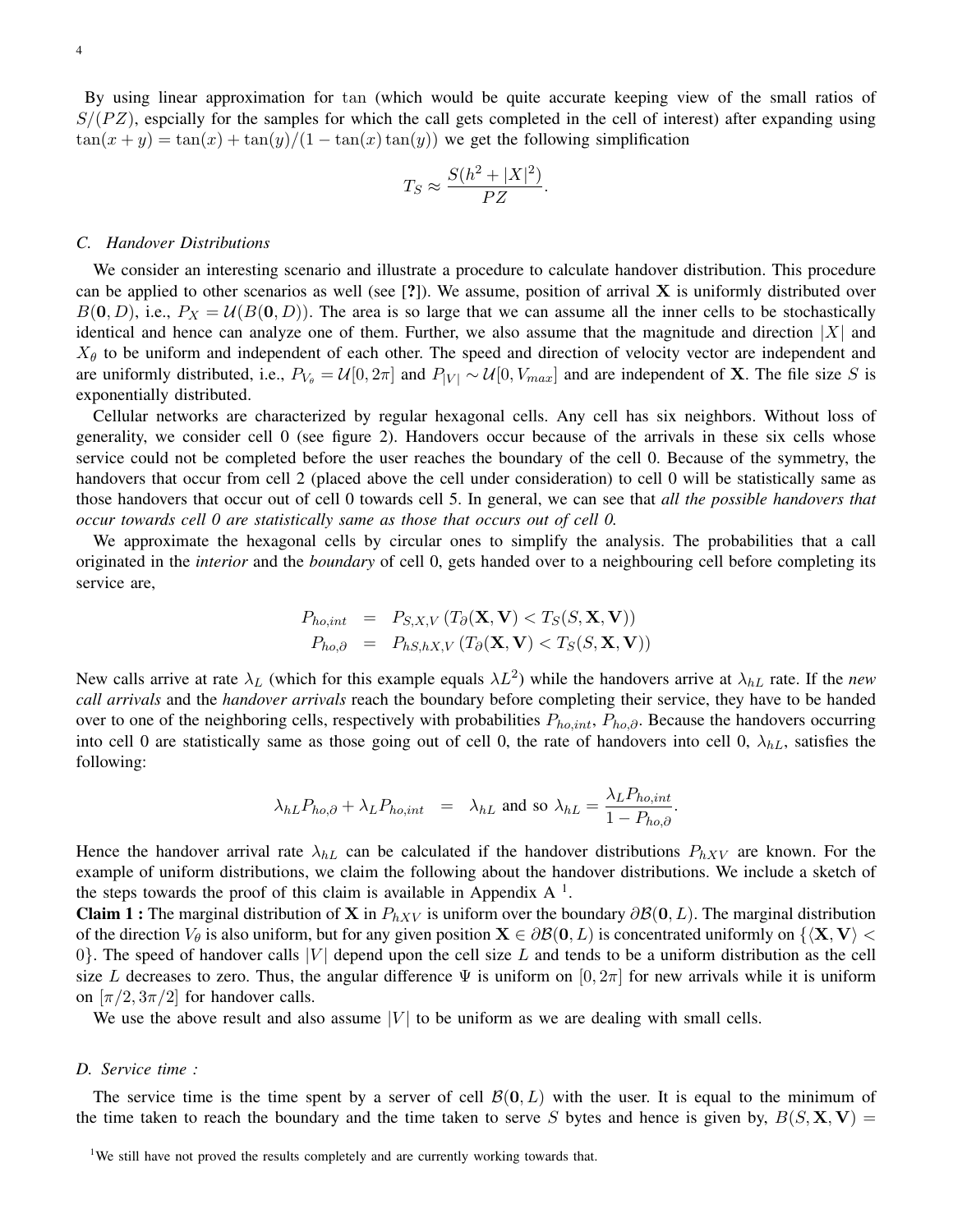By using linear approximation for tan (which would be quite accurate keeping view of the small ratios of $S/(PZ)$, espcially for the samples for which the call gets completed in the cell of interest) after expanding using $\tan(x+y) = \tan(x) + \tan(y)/(1 - \tan(x)\tan(y))$ we get the following simplification

$$T_S \approx \frac{S(h^2 + |X|^2)}{PZ}.$$

### C. Handover Distributions

We consider an interesting scenario and illustrate a procedure to calculate handover distribution. This procedure can be applied to other scenarios as well (see [?]). We assume, position of arrival $\mathbf{X}$ is uniformly distributed over $B(\mathbf{0}, D)$, i.e., $P_X = \mathcal{U}(B(\mathbf{0}, D))$. The area is so large that we can assume all the inner cells to be stochastically identical and hence can analyze one of them. Further, we also assume that the magnitude and direction $|X|$ and $X_\theta$ to be uniform and independent of each other. The speed and direction of velocity vector are independent and are uniformly distributed, i.e., $P_{V_\theta} = \mathcal{U}[0, 2\pi]$ and $P_{|V|} \sim \mathcal{U}[0, V_{max}]$ and are independent of $\mathbf{X}$. The file size $S$ is exponentially distributed.

Cellular networks are characterized by regular hexagonal cells. Any cell has six neighbors. Without loss of generality, we consider cell 0 (see figure 2). Handovers occur because of the arrivals in these six cells whose service could not be completed before the user reaches the boundary of the cell 0. Because of the symmetry, the handovers that occur from cell 2 (placed above the cell under consideration) to cell 0 will be statistically same as those handovers that occur out of cell 0 towards cell 5. In general, we can see that *all the possible handovers that occur towards cell 0 are statistically same as those that occurs out of cell 0.*

We approximate the hexagonal cells by circular ones to simplify the analysis. The probabilities that a call originated in the *interior* and the *boundary* of cell 0, gets handed over to a neighbouring cell before completing its service are,

$$\begin{aligned}
P_{ho,int} &= P_{S,X,V}\left(T_\partial(\mathbf{X}, \mathbf{V}) < T_S(S, \mathbf{X}, \mathbf{V})\right) \\
P_{ho,\partial} &= P_{hS,hX,V}\left(T_\partial(\mathbf{X}, \mathbf{V}) < T_S(S, \mathbf{X}, \mathbf{V})\right)
\end{aligned}$$

New calls arrive at rate $\lambda_L$ (which for this example equals $\lambda L^2$) while the handovers arrive at $\lambda_{hL}$ rate. If the *new call arrivals* and the *handover arrivals* reach the boundary before completing their service, they have to be handed over to one of the neighboring cells, respectively with probabilities $P_{ho,int}$, $P_{ho,\partial}$. Because the handovers occurring into cell 0 are statistically same as those going out of cell 0, the rate of handovers into cell 0, $\lambda_{hL}$, satisfies the following:

$$\lambda_{hL} P_{ho,\partial} + \lambda_L P_{ho,int} \ = \ \lambda_{hL} \text{ and so } \lambda_{hL} = \frac{\lambda_L P_{ho,int}}{1 - P_{ho,\partial}}.$$

Hence the handover arrival rate $\lambda_{hL}$ can be calculated if the handover distributions $P_{hXV}$ are known. For the example of uniform distributions, we claim the following about the handover distributions. We include a sketch of the steps towards the proof of this claim is available in Appendix A [1].

**Claim 1 :** The marginal distribution of $\mathbf{X}$ in $P_{hXV}$ is uniform over the boundary $\partial\mathcal{B}(\mathbf{0}, L)$. The marginal distribution of the direction $V_\theta$ is also uniform, but for any given position $\mathbf{X} \in \partial\mathcal{B}(\mathbf{0}, L)$ is concentrated uniformly on $\{\langle \mathbf{X}, \mathbf{V} \rangle < 0\}$. The speed of handover calls $|V|$ depend upon the cell size $L$ and tends to be a uniform distribution as the cell size $L$ decreases to zero. Thus, the angular difference $\Psi$ is uniform on $[0, 2\pi]$ for new arrivals while it is uniform on $[\pi/2, 3\pi/2]$ for handover calls.

We use the above result and also assume $|V|$ to be uniform as we are dealing with small cells.

### D. Service time :

The service time is the time spent by a server of cell $\mathcal{B}(\mathbf{0}, L)$ with the user. It is equal to the minimum of the time taken to reach the boundary and the time taken to serve $S$ bytes and hence is given by, $B(S, \mathbf{X}, \mathbf{V}) =$

[1] We still have not proved the results completely and are currently working towards that.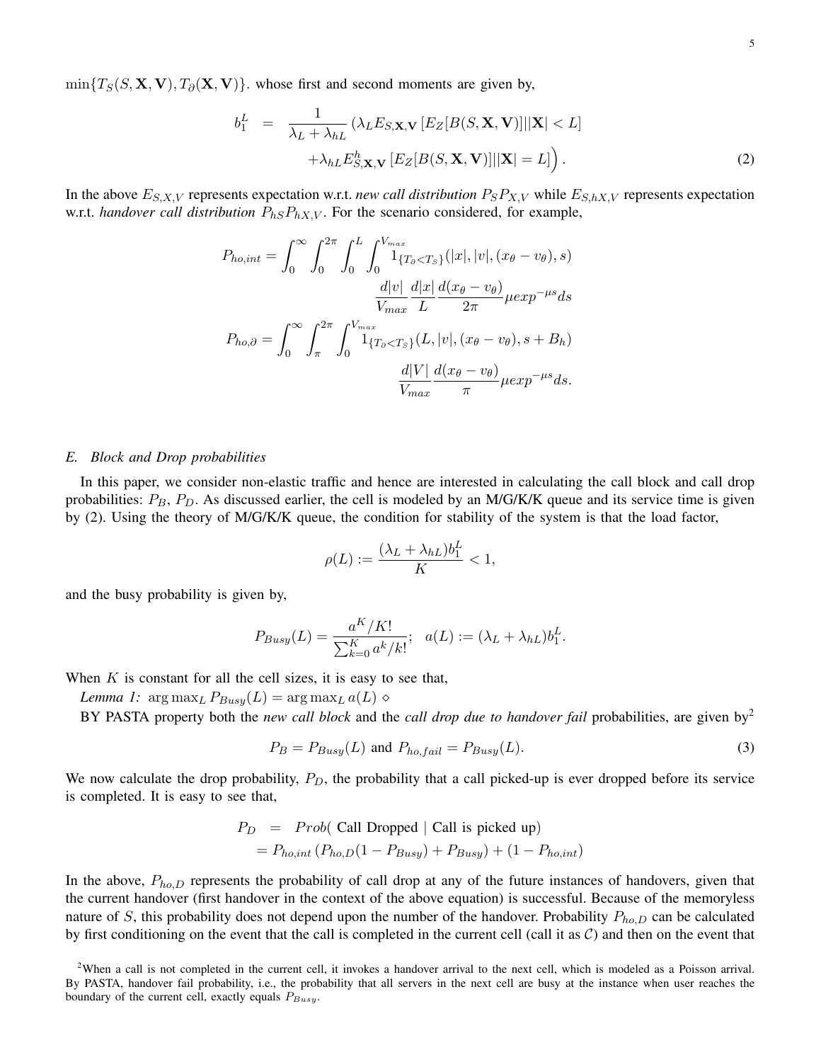$\min\{T_S(S, \mathbf{X}, \mathbf{V}), T_\partial(\mathbf{X}, \mathbf{V})\}$. whose first and second moments are given by,

$$
\begin{aligned}
b_1^L &= \frac{1}{\lambda_L + \lambda_{hL}} \left( \lambda_L E_{S,\mathbf{X},\mathbf{V}} \left[ E_Z[B(S, \mathbf{X}, \mathbf{V})] \,|\, |\mathbf{X}| < L \right] \right. \\
&\qquad \left. + \lambda_{hL} E^h_{S,\mathbf{X},\mathbf{V}} \left[ E_Z[B(S, \mathbf{X}, \mathbf{V})] \,|\, |\mathbf{X}| = L \right] \right). \qquad (2)
\end{aligned}
$$

In the above $E_{S,X,V}$ represents expectation w.r.t. *new call distribution* $P_S P_{X,V}$ while $E_{S,hX,V}$ represents expectation w.r.t. *handover call distribution* $P_{hS} P_{hX,V}$. For the scenario considered, for example,

$$
\begin{aligned}
P_{ho,int} = \int_0^\infty \int_0^{2\pi} \int_0^L \int_0^{V_{max}} & 1_{\{T_\partial < T_S\}}(|x|, |v|, (x_\theta - v_\theta), s) \\
& \frac{d|v|}{V_{max}} \frac{d|x|}{L} \frac{d(x_\theta - v_\theta)}{2\pi} \mu exp^{-\mu s} ds \\
P_{ho,\partial} = \int_0^\infty \int_\pi^{2\pi} \int_0^{V_{max}} & 1_{\{T_\partial < T_S\}}(L, |v|, (x_\theta - v_\theta), s + B_h) \\
& \frac{d|V|}{V_{max}} \frac{d(x_\theta - v_\theta)}{\pi} \mu exp^{-\mu s} ds.
\end{aligned}
$$

### *E. Block and Drop probabilities*

In this paper, we consider non-elastic traffic and hence are interested in calculating the call block and call drop probabilities: $P_B$, $P_D$. As discussed earlier, the cell is modeled by an M/G/K/K queue and its service time is given by (2). Using the theory of M/G/K/K queue, the condition for stability of the system is that the load factor,

$$
\rho(L) := \frac{(\lambda_L + \lambda_{hL}) b_1^L}{K} < 1,
$$

and the busy probability is given by,

$$
P_{Busy}(L) = \frac{a^K / K!}{\sum_{k=0}^K a^k / k!}; \quad a(L) := (\lambda_L + \lambda_{hL}) b_1^L.
$$

When $K$ is constant for all the cell sizes, it is easy to see that,

*Lemma 1:* $\arg\max_L P_{Busy}(L) = \arg\max_L a(L)$ $\diamond$

BY PASTA property both the *new call block* and the *call drop due to handover fail* probabilities, are given by[2]

$$
P_B = P_{Busy}(L) \text{ and } P_{ho,fail} = P_{Busy}(L). \qquad (3)
$$

We now calculate the drop probability, $P_D$, the probability that a call picked-up is ever dropped before its service is completed. It is easy to see that,

$$
\begin{aligned}
P_D &= Prob(\text{ Call Dropped } | \text{ Call is picked up}) \\
&= P_{ho,int} \left( P_{ho,D}(1 - P_{Busy}) + P_{Busy} \right) + (1 - P_{ho,int})
\end{aligned}
$$

In the above, $P_{ho,D}$ represents the probability of call drop at any of the future instances of handovers, given that the current handover (first handover in the context of the above equation) is successful. Because of the memoryless nature of $S$, this probability does not depend upon the number of the handover. Probability $P_{ho,D}$ can be calculated by first conditioning on the event that the call is completed in the current cell (call it as $\mathcal{C}$) and then on the event that

[2] When a call is not completed in the current cell, it invokes a handover arrival to the next cell, which is modeled as a Poisson arrival. By PASTA, handover fail probability, i.e., the probability that all servers in the next cell are busy at the instance when user reaches the boundary of the current cell, exactly equals $P_{Busy}$.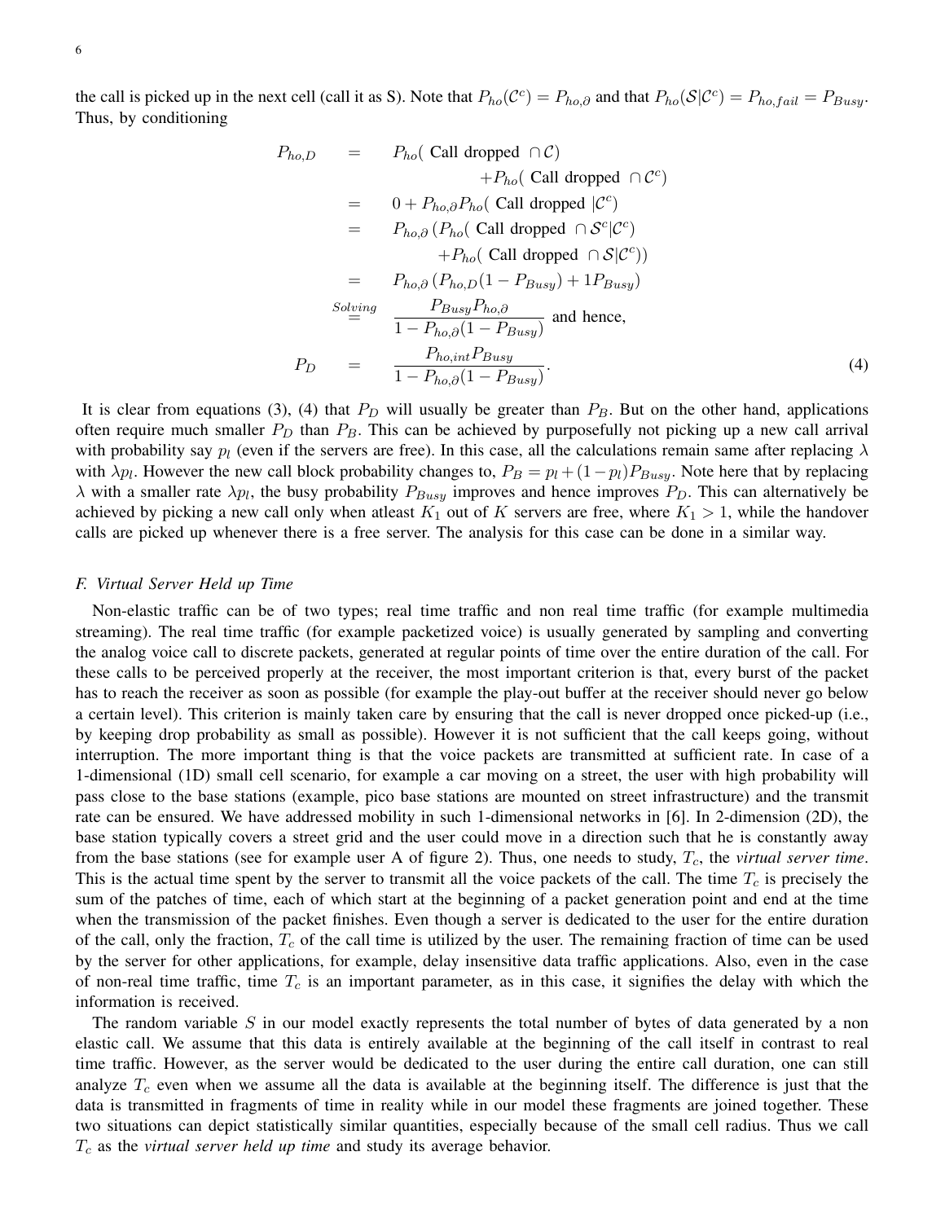the call is picked up in the next cell (call it as S). Note that $P_{ho}(\mathcal{C}^c) = P_{ho,\partial}$ and that $P_{ho}(\mathcal{S}|\mathcal{C}^c) = P_{ho,fail} = P_{Busy}$. Thus, by conditioning

$$
\begin{aligned}
P_{ho,D} &= P_{ho}(\text{ Call dropped } \cap \mathcal{C}) \\
&\quad + P_{ho}(\text{ Call dropped } \cap \mathcal{C}^c) \\
&= 0 + P_{ho,\partial} P_{ho}(\text{ Call dropped } |\mathcal{C}^c) \\
&= P_{ho,\partial} \left( P_{ho}(\text{ Call dropped } \cap \mathcal{S}^c|\mathcal{C}^c) \right. \\
&\quad \left. + P_{ho}(\text{ Call dropped } \cap \mathcal{S}|\mathcal{C}^c) \right) \\
&= P_{ho,\partial} \left( P_{ho,D}(1 - P_{Busy}) + 1 P_{Busy} \right) \\
&\overset{Solving}{=} \frac{P_{Busy} P_{ho,\partial}}{1 - P_{ho,\partial}(1 - P_{Busy})} \text{ and hence,} \\
P_D &= \frac{P_{ho,int} P_{Busy}}{1 - P_{ho,\partial}(1 - P_{Busy})}.
\end{aligned} \tag{4}
$$

It is clear from equations (3), (4) that $P_D$ will usually be greater than $P_B$. But on the other hand, applications often require much smaller $P_D$ than $P_B$. This can be achieved by purposefully not picking up a new call arrival with probability say $p_l$ (even if the servers are free). In this case, all the calculations remain same after replacing $\lambda$ with $\lambda p_l$. However the new call block probability changes to, $P_B = p_l + (1 - p_l) P_{Busy}$. Note here that by replacing $\lambda$ with a smaller rate $\lambda p_l$, the busy probability $P_{Busy}$ improves and hence improves $P_D$. This can alternatively be achieved by picking a new call only when atleast $K_1$ out of $K$ servers are free, where $K_1 > 1$, while the handover calls are picked up whenever there is a free server. The analysis for this case can be done in a similar way.

### F. Virtual Server Held up Time

Non-elastic traffic can be of two types; real time traffic and non real time traffic (for example multimedia streaming). The real time traffic (for example packetized voice) is usually generated by sampling and converting the analog voice call to discrete packets, generated at regular points of time over the entire duration of the call. For these calls to be perceived properly at the receiver, the most important criterion is that, every burst of the packet has to reach the receiver as soon as possible (for example the play-out buffer at the receiver should never go below a certain level). This criterion is mainly taken care by ensuring that the call is never dropped once picked-up (i.e., by keeping drop probability as small as possible). However it is not sufficient that the call keeps going, without interruption. The more important thing is that the voice packets are transmitted at sufficient rate. In case of a 1-dimensional (1D) small cell scenario, for example a car moving on a street, the user with high probability will pass close to the base stations (example, pico base stations are mounted on street infrastructure) and the transmit rate can be ensured. We have addressed mobility in such 1-dimensional networks in [6]. In 2-dimension (2D), the base station typically covers a street grid and the user could move in a direction such that he is constantly away from the base stations (see for example user A of figure 2). Thus, one needs to study, $T_c$, the *virtual server time*. This is the actual time spent by the server to transmit all the voice packets of the call. The time $T_c$ is precisely the sum of the patches of time, each of which start at the beginning of a packet generation point and end at the time when the transmission of the packet finishes. Even though a server is dedicated to the user for the entire duration of the call, only the fraction, $T_c$ of the call time is utilized by the user. The remaining fraction of time can be used by the server for other applications, for example, delay insensitive data traffic applications. Also, even in the case of non-real time traffic, time $T_c$ is an important parameter, as in this case, it signifies the delay with which the information is received.

The random variable $S$ in our model exactly represents the total number of bytes of data generated by a non elastic call. We assume that this data is entirely available at the beginning of the call itself in contrast to real time traffic. However, as the server would be dedicated to the user during the entire call duration, one can still analyze $T_c$ even when we assume all the data is available at the beginning itself. The difference is just that the data is transmitted in fragments of time in reality while in our model these fragments are joined together. These two situations can depict statistically similar quantities, especially because of the small cell radius. Thus we call $T_c$ as the *virtual server held up time* and study its average behavior.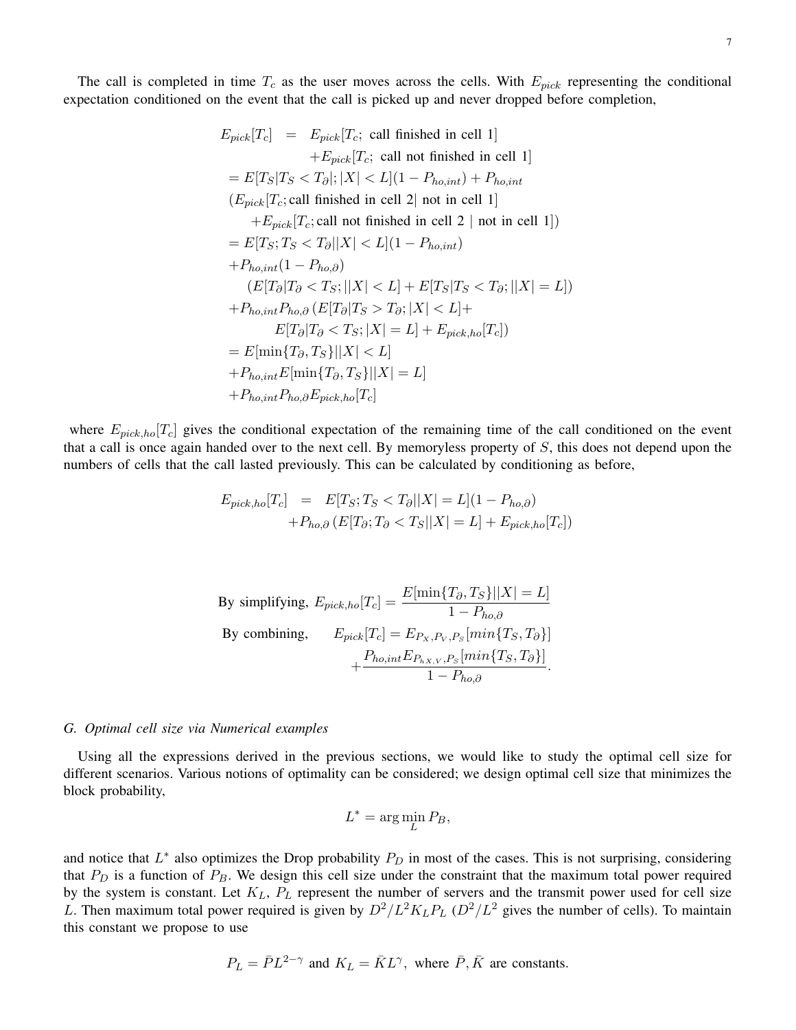The call is completed in time $T_c$ as the user moves across the cells. With $E_{pick}$ representing the conditional expectation conditioned on the event that the call is picked up and never dropped before completion,

$$
\begin{aligned}
E_{pick}[T_c] \;\; &= \;\; E_{pick}[T_c;\text{ call finished in cell 1}] \\
&\qquad + E_{pick}[T_c;\text{ call not finished in cell 1}] \\
&= E[T_S|T_S < T_\partial|;|X| < L](1 - P_{ho,int}) + P_{ho,int} \\
&\quad (E_{pick}[T_c;\text{call finished in cell 2}|\text{ not in cell 1}] \\
&\qquad + E_{pick}[T_c;\text{call not finished in cell 2 } |\text{ not in cell 1}]) \\
&= E[T_S; T_S < T_\partial||X| < L](1 - P_{ho,int}) \\
&\quad + P_{ho,int}(1 - P_{ho,\partial}) \\
&\qquad (E[T_\partial|T_\partial < T_S;||X| < L] + E[T_S|T_S < T_\partial;||X| = L]) \\
&\quad + P_{ho,int}P_{ho,\partial}\left(E[T_\partial|T_S > T_\partial;|X| < L] + \right. \\
&\qquad \left. E[T_\partial|T_\partial < T_S;|X| = L] + E_{pick,ho}[T_c]\right) \\
&= E[\min\{T_\partial, T_S\}||X| < L] \\
&\quad + P_{ho,int}E[\min\{T_\partial, T_S\}||X| = L] \\
&\quad + P_{ho,int}P_{ho,\partial}E_{pick,ho}[T_c]
\end{aligned}
$$

where $E_{pick,ho}[T_c]$ gives the conditional expectation of the remaining time of the call conditioned on the event that a call is once again handed over to the next cell. By memoryless property of $S$, this does not depend upon the numbers of cells that the call lasted previously. This can be calculated by conditioning as before,

$$
\begin{aligned}
E_{pick,ho}[T_c] \;\; &= \;\; E[T_S; T_S < T_\partial||X| = L](1 - P_{ho,\partial}) \\
&\qquad + P_{ho,\partial}\left(E[T_\partial; T_\partial < T_S||X| = L] + E_{pick,ho}[T_c]\right)
\end{aligned}
$$

$$
\text{By simplifying, } E_{pick,ho}[T_c] = \frac{E[\min\{T_\partial, T_S\}||X| = L]}{1 - P_{ho,\partial}}
$$

$$
\text{By combining,} \qquad E_{pick}[T_c] = E_{P_X,P_V,P_S}[min\{T_S, T_\partial\}] + \frac{P_{ho,int}E_{P_{hX,V}, P_S}[min\{T_S, T_\partial\}]}{1 - P_{ho,\partial}}.
$$

### G. *Optimal cell size via Numerical examples*

Using all the expressions derived in the previous sections, we would like to study the optimal cell size for different scenarios. Various notions of optimality can be considered; we design optimal cell size that minimizes the block probability,

$$
L^* = \arg\min_L P_B,
$$

and notice that $L^*$ also optimizes the Drop probability $P_D$ in most of the cases. This is not surprising, considering that $P_D$ is a function of $P_B$. We design this cell size under the constraint that the maximum total power required by the system is constant. Let $K_L$, $P_L$ represent the number of servers and the transmit power used for cell size $L$. Then maximum total power required is given by $D^2/L^2 K_L P_L$ ($D^2/L^2$ gives the number of cells). To maintain this constant we propose to use

$$
P_L = \bar{P}L^{2-\gamma} \text{ and } K_L = \bar{K}L^\gamma, \text{ where } \bar{P}, \bar{K} \text{ are constants.}
$$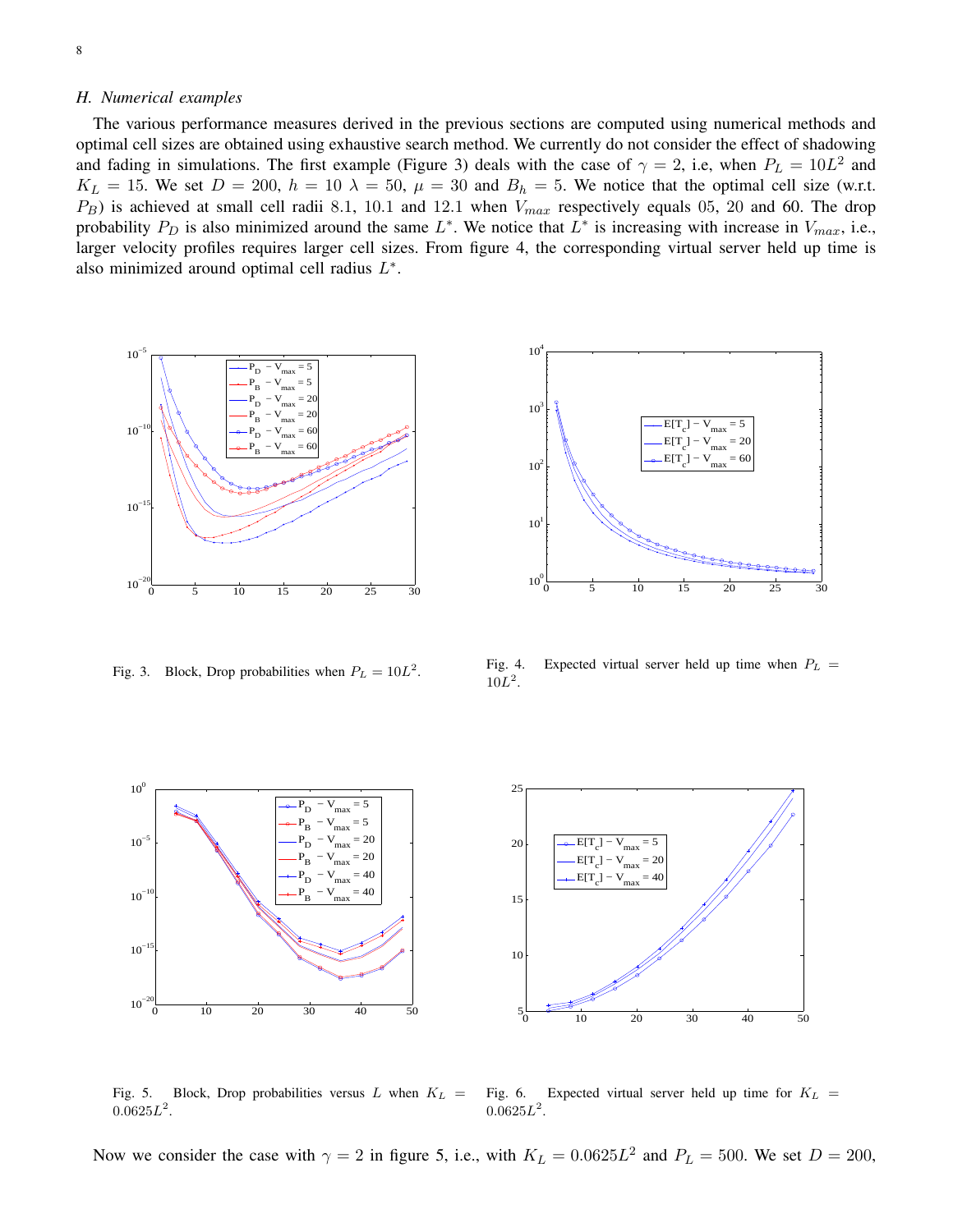### H. Numerical examples

The various performance measures derived in the previous sections are computed using numerical methods and optimal cell sizes are obtained using exhaustive search method. We currently do not consider the effect of shadowing and fading in simulations. The first example (Figure 3) deals with the case of $\gamma = 2$, i.e, when $P_L = 10L^2$ and $K_L = 15$. We set $D = 200$, $h = 10$ $\lambda = 50$, $\mu = 30$ and $B_h = 5$. We notice that the optimal cell size (w.r.t. $P_B$) is achieved at small cell radii 8.1, 10.1 and 12.1 when $V_{max}$ respectively equals 05, 20 and 60. The drop probability $P_D$ is also minimized around the same $L^*$. We notice that $L^*$ is increasing with increase in $V_{max}$, i.e., larger velocity profiles requires larger cell sizes. From figure 4, the corresponding virtual server held up time is also minimized around optimal cell radius $L^*$.

Fig. 3. Block, Drop probabilities when $P_L = 10L^2$.

Fig. 4. Expected virtual server held up time when $P_L = 10L^2$.

Fig. 5. Block, Drop probabilities versus $L$ when $K_L = 0.0625L^2$.

Fig. 6. Expected virtual server held up time for $K_L = 0.0625L^2$.

Now we consider the case with $\gamma = 2$ in figure 5, i.e., with $K_L = 0.0625L^2$ and $P_L = 500$. We set $D = 200$,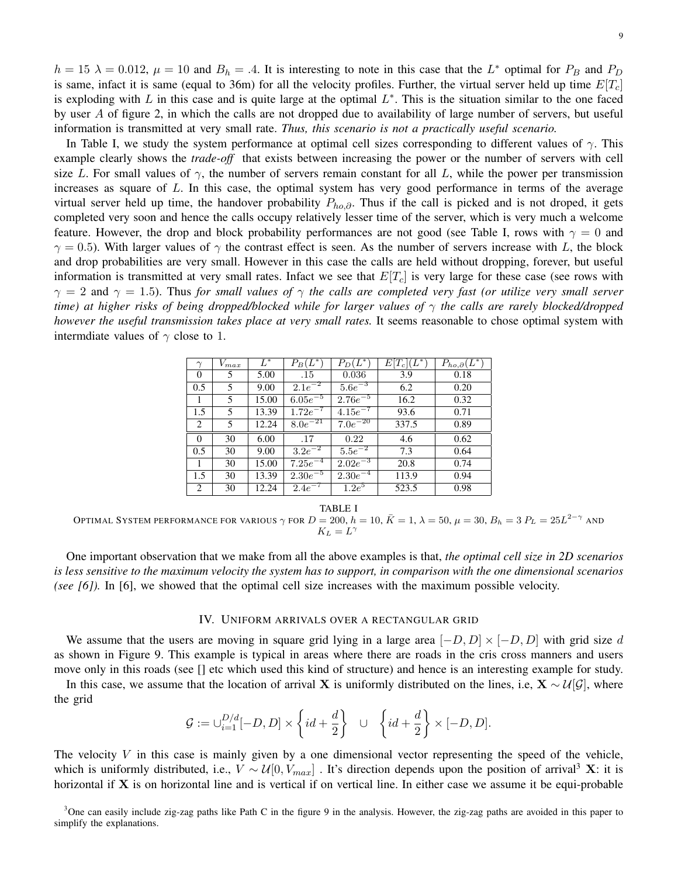$h = 15$ $\lambda = 0.012$, $\mu = 10$ and $B_h = .4$. It is interesting to note in this case that the $L^*$ optimal for $P_B$ and $P_D$ is same, infact it is same (equal to 36m) for all the velocity profiles. Further, the virtual server held up time $E[T_c]$ is exploding with $L$ in this case and is quite large at the optimal $L^*$. This is the situation similar to the one faced by user $A$ of figure 2, in which the calls are not dropped due to availability of large number of servers, but useful information is transmitted at very small rate. *Thus, this scenario is not a practically useful scenario.*

In Table I, we study the system performance at optimal cell sizes corresponding to different values of $\gamma$. This example clearly shows the *trade-off* that exists between increasing the power or the number of servers with cell size $L$. For small values of $\gamma$, the number of servers remain constant for all $L$, while the power per transmission increases as square of $L$. In this case, the optimal system has very good performance in terms of the average virtual server held up time, the handover probability $P_{ho,\partial}$. Thus if the call is picked and is not droped, it gets completed very soon and hence the calls occupy relatively lesser time of the server, which is very much a welcome feature. However, the drop and block probability performances are not good (see Table I, rows with $\gamma = 0$ and $\gamma = 0.5$). With larger values of $\gamma$ the contrast effect is seen. As the number of servers increase with $L$, the block and drop probabilities are very small. However in this case the calls are held without dropping, forever, but useful information is transmitted at very small rates. Infact we see that $E[T_c]$ is very large for these case (see rows with $\gamma = 2$ and $\gamma = 1.5$). Thus *for small values of $\gamma$ the calls are completed very fast (or utilize very small server time) at higher risks of being dropped/blocked while for larger values of $\gamma$ the calls are rarely blocked/dropped however the useful transmission takes place at very small rates.* It seems reasonable to chose optimal system with intermdiate values of $\gamma$ close to 1.

| $\gamma$ | $V_{max}$ | $L^*$ | $P_B(L^*)$ | $P_D(L^*)$ | $E[T_c](L^*)$ | $P_{ho,\partial}(L^*)$ |
|---|---|---|---|---|---|---|
| 0 | 5 | 5.00 | .15 | 0.036 | 3.9 | 0.18 |
| 0.5 | 5 | 9.00 | $2.1e^{-2}$ | $5.6e^{-3}$ | 6.2 | 0.20 |
| 1 | 5 | 15.00 | $6.05e^{-5}$ | $2.76e^{-5}$ | 16.2 | 0.32 |
| 1.5 | 5 | 13.39 | $1.72e^{-7}$ | $4.15e^{-7}$ | 93.6 | 0.71 |
| 2 | 5 | 12.24 | $8.0e^{-21}$ | $7.0e^{-20}$ | 337.5 | 0.89 |
| 0 | 30 | 6.00 | .17 | 0.22 | 4.6 | 0.62 |
| 0.5 | 30 | 9.00 | $3.2e^{-2}$ | $5.5e^{-2}$ | 7.3 | 0.64 |
| 1 | 30 | 15.00 | $7.25e^{-4}$ | $2.02e^{-3}$ | 20.8 | 0.74 |
| 1.5 | 30 | 13.39 | $2.30e^{-5}$ | $2.30e^{-4}$ | 113.9 | 0.94 |
| 2 | 30 | 12.24 | $2.4e^{-7}$ | $1.2e^{5}$ | 523.5 | 0.98 |

TABLE I

OPTIMAL SYSTEM PERFORMANCE FOR VARIOUS $\gamma$ FOR $D = 200$, $h = 10$, $\bar{K} = 1$, $\lambda = 50$, $\mu = 30$, $B_h = 3$ $P_L = 25L^{2-\gamma}$ AND $K_L = L^\gamma$

One important observation that we make from all the above examples is that, *the optimal cell size in 2D scenarios is less sensitive to the maximum velocity the system has to support, in comparison with the one dimensional scenarios (see [6]).* In [6], we showed that the optimal cell size increases with the maximum possible velocity.

## IV. UNIFORM ARRIVALS OVER A RECTANGULAR GRID

We assume that the users are moving in square grid lying in a large area $[-D, D] \times [-D, D]$ with grid size $d$ as shown in Figure 9. This example is typical in areas where there are roads in the cris cross manners and users move only in this roads (see [] etc which used this kind of structure) and hence is an interesting example for study.

In this case, we assume that the location of arrival $\mathbf{X}$ is uniformly distributed on the lines, i.e, $\mathbf{X} \sim \mathcal{U}[\mathcal{G}]$, where the grid

$$\mathcal{G} := \cup_{i=1}^{D/d} [-D, D] \times \left\{ id + \frac{d}{2} \right\} \quad \cup \quad \left\{ id + \frac{d}{2} \right\} \times [-D, D].$$

The velocity $V$ in this case is mainly given by a one dimensional vector representing the speed of the vehicle, which is uniformly distributed, i.e., $V \sim \mathcal{U}[0, V_{max}]$ . It's direction depends upon the position of arrival[3] $\mathbf{X}$: it is horizontal if $\mathbf{X}$ is on horizontal line and is vertical if on vertical line. In either case we assume it be equi-probable

[3] One can easily include zig-zag paths like Path C in the figure 9 in the analysis. However, the zig-zag paths are avoided in this paper to simplify the explanations.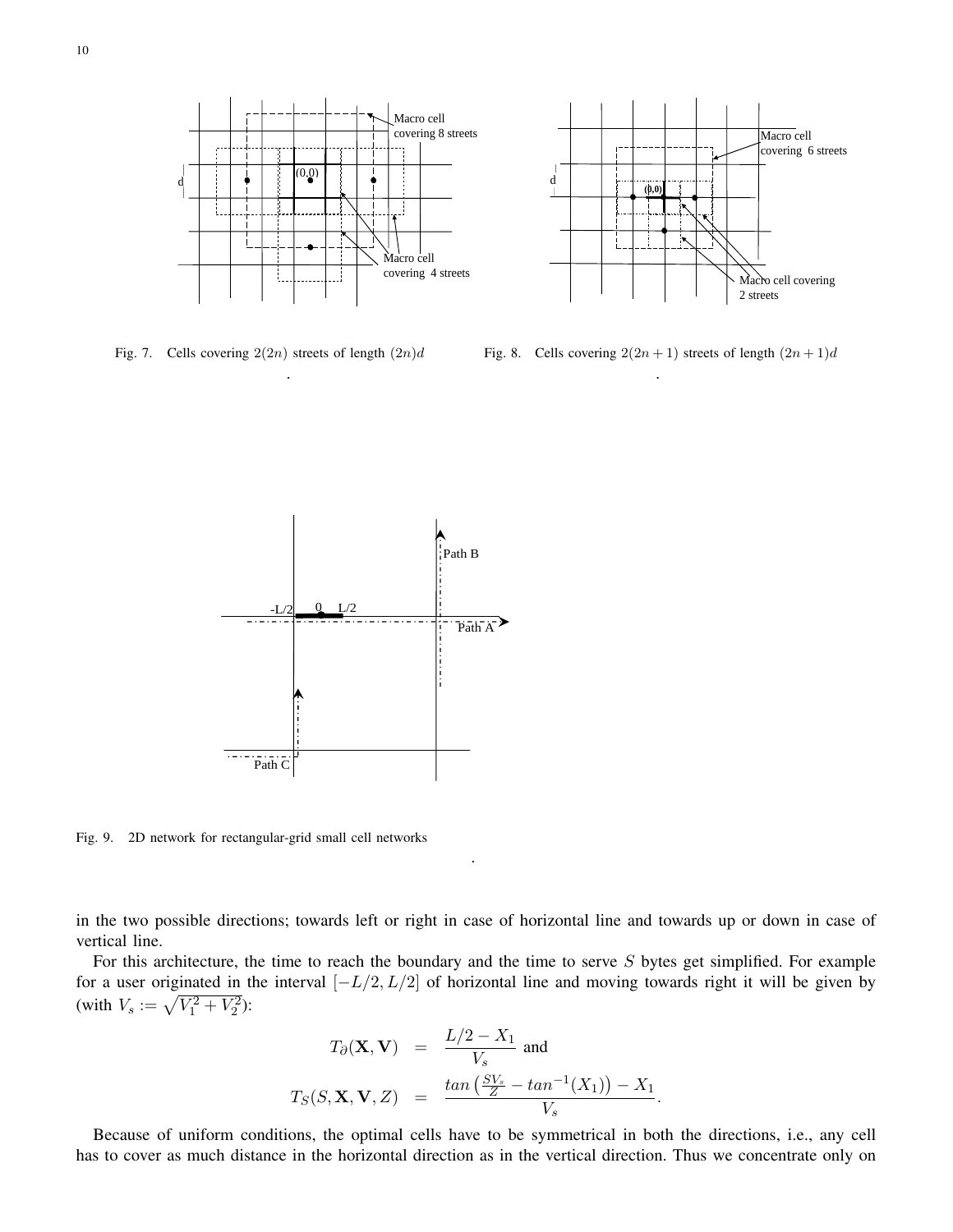Fig. 7. Cells covering $2(2n)$ streets of length $(2n)d$

Fig. 8. Cells covering $2(2n+1)$ streets of length $(2n+1)d$

Fig. 9. 2D network for rectangular-grid small cell networks

in the two possible directions; towards left or right in case of horizontal line and towards up or down in case of vertical line.

For this architecture, the time to reach the boundary and the time to serve $S$ bytes get simplified. For example for a user originated in the interval $[-L/2, L/2]$ of horizontal line and moving towards right it will be given by (with $V_s := \sqrt{V_1^2 + V_2^2}$):

$$
\begin{aligned}
T_\partial(\mathbf{X}, \mathbf{V}) &= \frac{L/2 - X_1}{V_s} \text{ and} \\
T_S(S, \mathbf{X}, \mathbf{V}, Z) &= \frac{tan\left(\frac{SV_s}{Z} - tan^{-1}(X_1)\right) - X_1}{V_s}.
\end{aligned}
$$

Because of uniform conditions, the optimal cells have to be symmetrical in both the directions, i.e., any cell has to cover as much distance in the horizontal direction as in the vertical direction. Thus we concentrate only on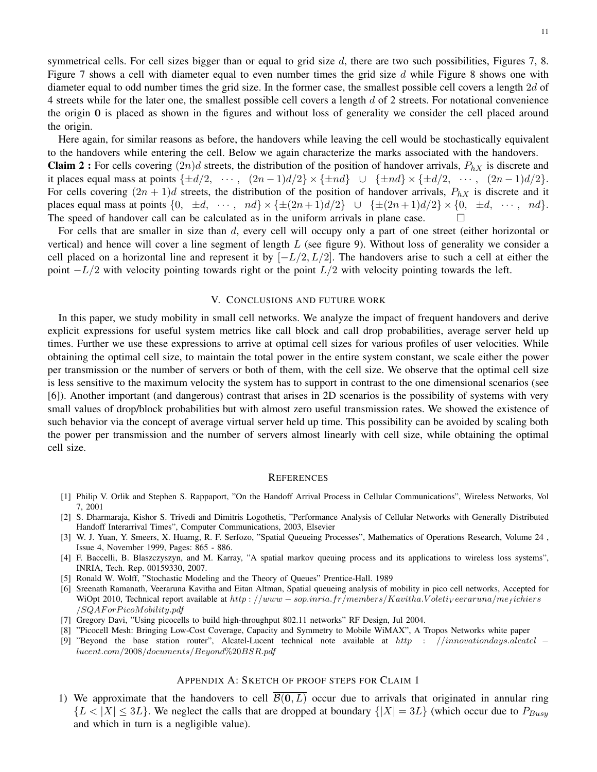symmetrical cells. For cell sizes bigger than or equal to grid size $d$, there are two such possibilities, Figures 7, 8. Figure 7 shows a cell with diameter equal to even number times the grid size $d$ while Figure 8 shows one with diameter equal to odd number times the grid size. In the former case, the smallest possible cell covers a length $2d$ of 4 streets while for the later one, the smallest possible cell covers a length $d$ of 2 streets. For notational convenience the origin $\mathbf{0}$ is placed as shown in the figures and without loss of generality we consider the cell placed around the origin.

Here again, for similar reasons as before, the handovers while leaving the cell would be stochastically equivalent to the handovers while entering the cell. Below we again characterize the marks associated with the handovers.

**Claim 2 :** For cells covering $(2n)d$ streets, the distribution of the position of handover arrivals, $P_{hX}$ is discrete and it places equal mass at points $\{\pm d/2, \ \cdots, \ (2n-1)d/2\} \times \{\pm nd\} \ \cup \ \{\pm nd\} \times \{\pm d/2, \ \cdots, \ (2n-1)d/2\}$. For cells covering $(2n+1)d$ streets, the distribution of the position of handover arrivals, $P_{hX}$ is discrete and it places equal mass at points $\{0, \ \pm d, \ \cdots, \ nd\} \times \{\pm(2n+1)d/2\} \ \cup \ \{\pm(2n+1)d/2\} \times \{0, \ \pm d, \ \cdots, \ nd\}$. The speed of handover call can be calculated as in the uniform arrivals in plane case. $\square$

For cells that are smaller in size than $d$, every cell will occupy only a part of one street (either horizontal or vertical) and hence will cover a line segment of length $L$ (see figure 9). Without loss of generality we consider a cell placed on a horizontal line and represent it by $[-L/2, L/2]$. The handovers arise to such a cell at either the point $-L/2$ with velocity pointing towards right or the point $L/2$ with velocity pointing towards the left.

## V. Conclusions and future work

In this paper, we study mobility in small cell networks. We analyze the impact of frequent handovers and derive explicit expressions for useful system metrics like call block and call drop probabilities, average server held up times. Further we use these expressions to arrive at optimal cell sizes for various profiles of user velocities. While obtaining the optimal cell size, to maintain the total power in the entire system constant, we scale either the power per transmission or the number of servers or both of them, with the cell size. We observe that the optimal cell size is less sensitive to the maximum velocity the system has to support in contrast to the one dimensional scenarios (see [6]). Another important (and dangerous) contrast that arises in 2D scenarios is the possibility of systems with very small values of drop/block probabilities but with almost zero useful transmission rates. We showed the existence of such behavior via the concept of average virtual server held up time. This possibility can be avoided by scaling both the power per transmission and the number of servers almost linearly with cell size, while obtaining the optimal cell size.

## References

[1] Philip V. Orlik and Stephen S. Rappaport, "On the Handoff Arrival Process in Cellular Communications", Wireless Networks, Vol 7, 2001

[2] S. Dharmaraja, Kishor S. Trivedi and Dimitris Logothetis, "Performance Analysis of Cellular Networks with Generally Distributed Handoff Interarrival Times", Computer Communications, 2003, Elsevier

[3] W. J. Yuan, Y. Smeers, X. Huamg, R. F. Serfozo, "Spatial Queueing Processes", Mathematics of Operations Research, Volume 24 , Issue 4, November 1999, Pages: 865 - 886.

[4] F. Baccelli, B. Blaszczyszyn, and M. Karray, "A spatial markov queuing process and its applications to wireless loss systems", INRIA, Tech. Rep. 00159330, 2007.

[5] Ronald W. Wolff, "Stochastic Modeling and the Theory of Queues" Prentice-Hall. 1989

[6] Sreenath Ramanath, Veeraruna Kavitha and Eitan Altman, Spatial queueing analysis of mobility in pico cell networks, Accepted for WiOpt 2010, Technical report available at *http://www-sop.inria.fr/members/Kavitha.Voleti_Veeraruna/me_fichiers/SQAForPicoMobility.pdf*

[7] Gregory Davi, "Using picocells to build high-throughput 802.11 networks" RF Design, Jul 2004.

[8] "Picocell Mesh: Bringing Low-Cost Coverage, Capacity and Symmetry to Mobile WiMAX", A Tropos Networks white paper

[9] "Beyond the base station router", Alcatel-Lucent technical note available at *http://innovationdays.alcatel-lucent.com/2008/documents/Beyond%20BSR.pdf*

## Appendix A: Sketch of proof steps for Claim 1

1) We approximate that the handovers to cell $\overline{\mathcal{B}(\mathbf{0}, L)}$ occur due to arrivals that originated in annular ring $\{L < |X| \leq 3L\}$. We neglect the calls that are dropped at boundary $\{|X| = 3L\}$ (which occur due to $P_{Busy}$ and which in turn is a negligible value).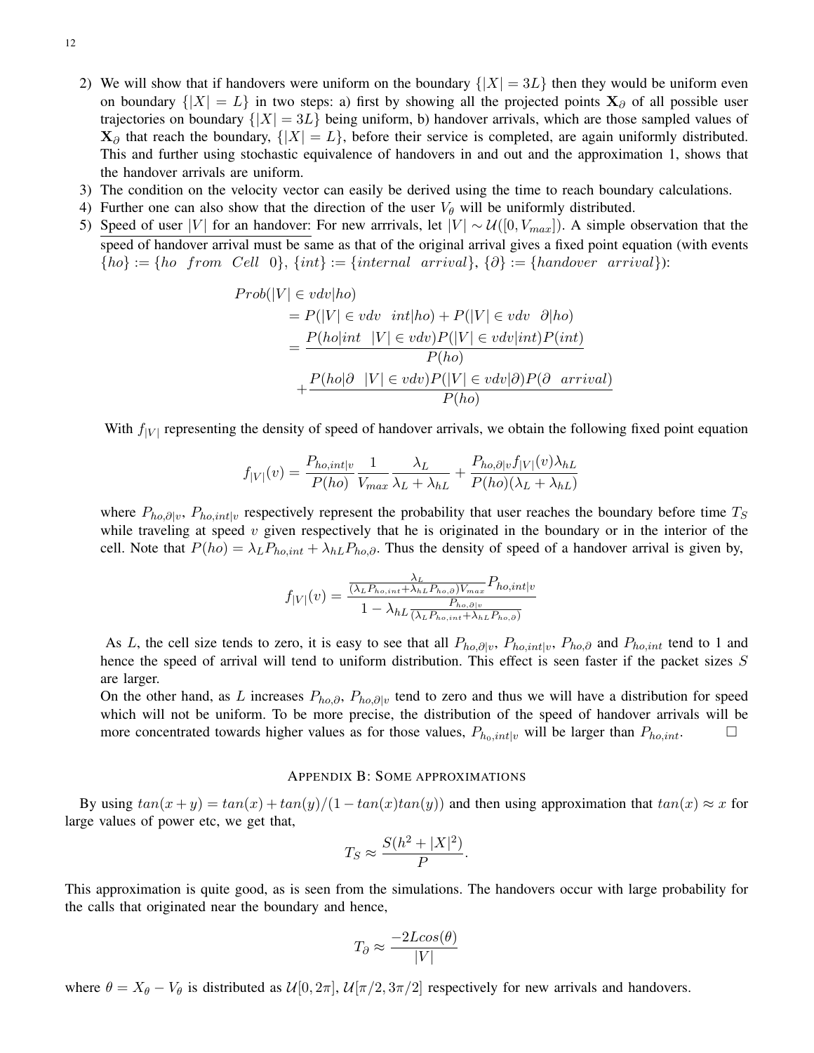2) We will show that if handovers were uniform on the boundary $\{|X| = 3L\}$ then they would be uniform even on boundary $\{|X| = L\}$ in two steps: a) first by showing all the projected points $\mathbf{X}_\partial$ of all possible user trajectories on boundary $\{|X| = 3L\}$ being uniform, b) handover arrivals, which are those sampled values of $\mathbf{X}_\partial$ that reach the boundary, $\{|X| = L\}$, before their service is completed, are again uniformly distributed. This and further using stochastic equivalence of handovers in and out and the approximation 1, shows that the handover arrivals are uniform.
3) The condition on the velocity vector can easily be derived using the time to reach boundary calculations.
4) Further one can also show that the direction of the user $V_\theta$ will be uniformly distributed.
5) Speed of user $|V|$ for an handover: For new arrrivals, let $|V| \sim \mathcal{U}([0, V_{max}])$. A simple observation that the speed of handover arrival must be same as that of the original arrival gives a fixed point equation (with events $\{ho\} := \{ho \ \ from \ \ Cell \ \ 0\}$, $\{int\} := \{internal \ \ arrival\}$, $\{\partial\} := \{handover \ \ arrival\}$):

$$
\begin{aligned}
Prob(|V| \in vdv|ho) & \\
&= P(|V| \in vdv \ \ int|ho) + P(|V| \in vdv \ \ \partial|ho) \\
&= \frac{P(ho|int \ \ |V| \in vdv) P(|V| \in vdv|int) P(int)}{P(ho)} \\
&\quad + \frac{P(ho|\partial \ \ |V| \in vdv) P(|V| \in vdv|\partial) P(\partial \ \ arrival)}{P(ho)}
\end{aligned}
$$

With $f_{|V|}$ representing the density of speed of handover arrivals, we obtain the following fixed point equation

$$
f_{|V|}(v) = \frac{P_{ho,int|v}}{P(ho)} \frac{1}{V_{max}} \frac{\lambda_L}{\lambda_L + \lambda_{hL}} + \frac{P_{ho,\partial|v} f_{|V|}(v) \lambda_{hL}}{P(ho)(\lambda_L + \lambda_{hL})}
$$

where $P_{ho,\partial|v}$, $P_{ho,int|v}$ respectively represent the probability that user reaches the boundary before time $T_S$ while traveling at speed $v$ given respectively that he is originated in the boundary or in the interior of the cell. Note that $P(ho) = \lambda_L P_{ho,int} + \lambda_{hL} P_{ho,\partial}$. Thus the density of speed of a handover arrival is given by,

$$
f_{|V|}(v) = \frac{\frac{\lambda_L}{(\lambda_L P_{ho,int} + \lambda_{hL} P_{ho,\partial}) V_{max}} P_{ho,int|v}}{1 - \lambda_{hL} \frac{P_{ho,\partial|v}}{(\lambda_L P_{ho,int} + \lambda_{hL} P_{ho,\partial})}}
$$

As $L$, the cell size tends to zero, it is easy to see that all $P_{ho,\partial|v}$, $P_{ho,int|v}$, $P_{ho,\partial}$ and $P_{ho,int}$ tend to 1 and hence the speed of arrival will tend to uniform distribution. This effect is seen faster if the packet sizes $S$ are larger.
On the other hand, as $L$ increases $P_{ho,\partial}$, $P_{ho,\partial|v}$ tend to zero and thus we will have a distribution for speed which will not be uniform. To be more precise, the distribution of the speed of handover arrivals will be more concentrated towards higher values as for those values, $P_{h_o,int|v}$ will be larger than $P_{ho,int}$. □

## Appendix B: Some approximations

By using $tan(x+y) = tan(x) + tan(y)/(1 - tan(x)tan(y))$ and then using approximation that $tan(x) \approx x$ for large values of power etc, we get that,

$$
T_S \approx \frac{S(h^2 + |X|^2)}{P}.
$$

This approximation is quite good, as is seen from the simulations. The handovers occur with large probability for the calls that originated near the boundary and hence,

$$
T_\partial \approx \frac{-2L cos(\theta)}{|V|}
$$

where $\theta = X_\theta - V_\theta$ is distributed as $\mathcal{U}[0, 2\pi]$, $\mathcal{U}[\pi/2, 3\pi/2]$ respectively for new arrivals and handovers.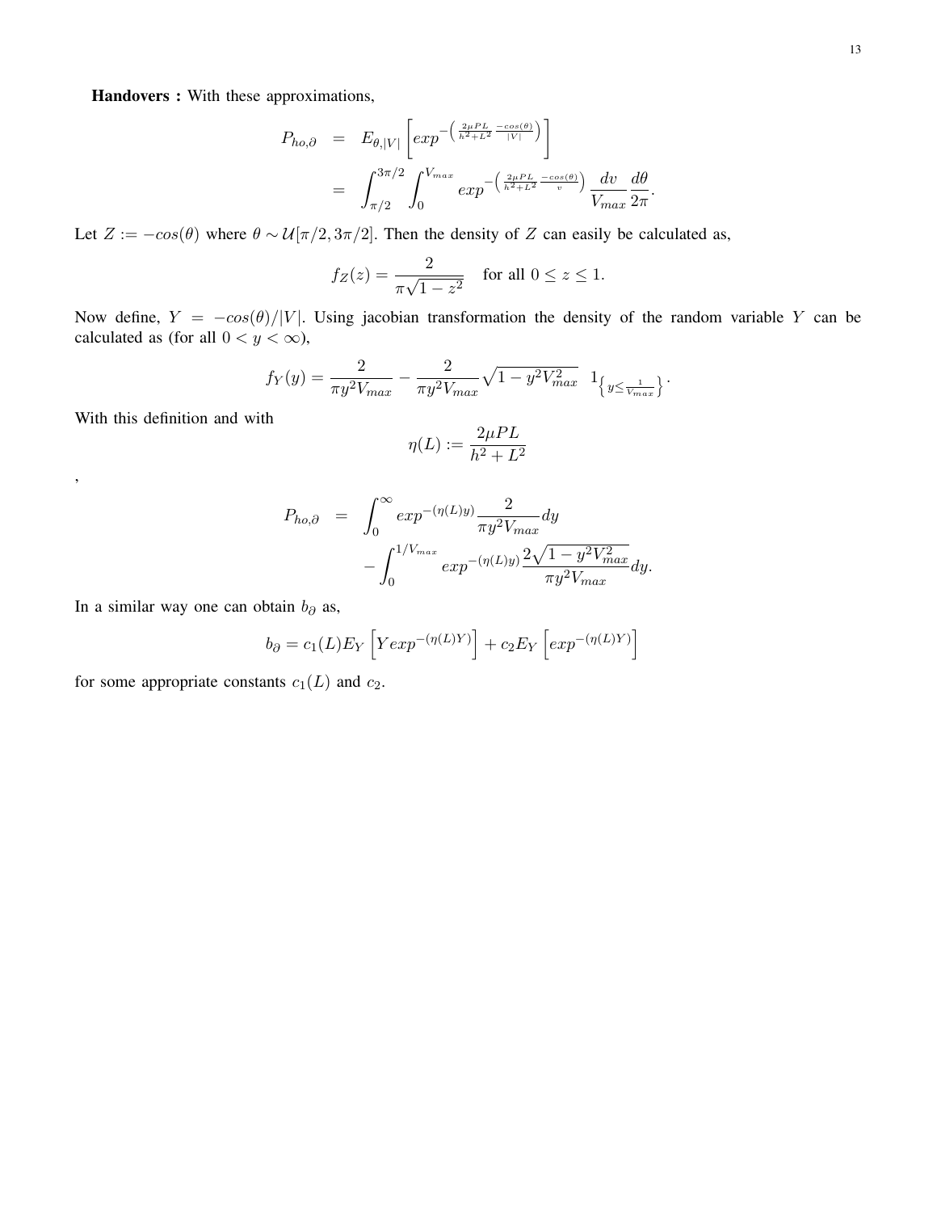**Handovers :** With these approximations,

$$
\begin{aligned}
P_{ho,\partial} &= E_{\theta,|V|}\left[exp^{-\left(\frac{2\mu PL}{h^2+L^2}\frac{-cos(\theta)}{|V|}\right)}\right] \\
&= \int_{\pi/2}^{3\pi/2}\int_0^{V_{max}} exp^{-\left(\frac{2\mu PL}{h^2+L^2}\frac{-cos(\theta)}{v}\right)} \frac{dv}{V_{max}}\frac{d\theta}{2\pi}.
\end{aligned}
$$

Let $Z := -cos(\theta)$ where $\theta \sim \mathcal{U}[\pi/2, 3\pi/2]$. Then the density of $Z$ can easily be calculated as,

$$
f_Z(z) = \frac{2}{\pi\sqrt{1-z^2}} \quad \text{for all } 0 \leq z \leq 1.
$$

Now define, $Y = -cos(\theta)/|V|$. Using jacobian transformation the density of the random variable $Y$ can be calculated as (for all $0 < y < \infty$),

$$
f_Y(y) = \frac{2}{\pi y^2 V_{max}} - \frac{2}{\pi y^2 V_{max}}\sqrt{1-y^2V_{max}^2} \;\; 1_{\left\{y \leq \frac{1}{V_{max}}\right\}}.
$$

With this definition and with

$$
\eta(L) := \frac{2\mu PL}{h^2+L^2}
$$

,

$$
\begin{aligned}
P_{ho,\partial} &= \int_0^\infty exp^{-(\eta(L)y)}\frac{2}{\pi y^2 V_{max}}dy \\
&\quad - \int_0^{1/V_{max}} exp^{-(\eta(L)y)}\frac{2\sqrt{1-y^2V_{max}^2}}{\pi y^2 V_{max}}dy.
\end{aligned}
$$

In a similar way one can obtain $b_\partial$ as,

$$
b_\partial = c_1(L)E_Y\left[Y exp^{-(\eta(L)Y)}\right] + c_2 E_Y\left[exp^{-(\eta(L)Y)}\right]
$$

for some appropriate constants $c_1(L)$ and $c_2$.